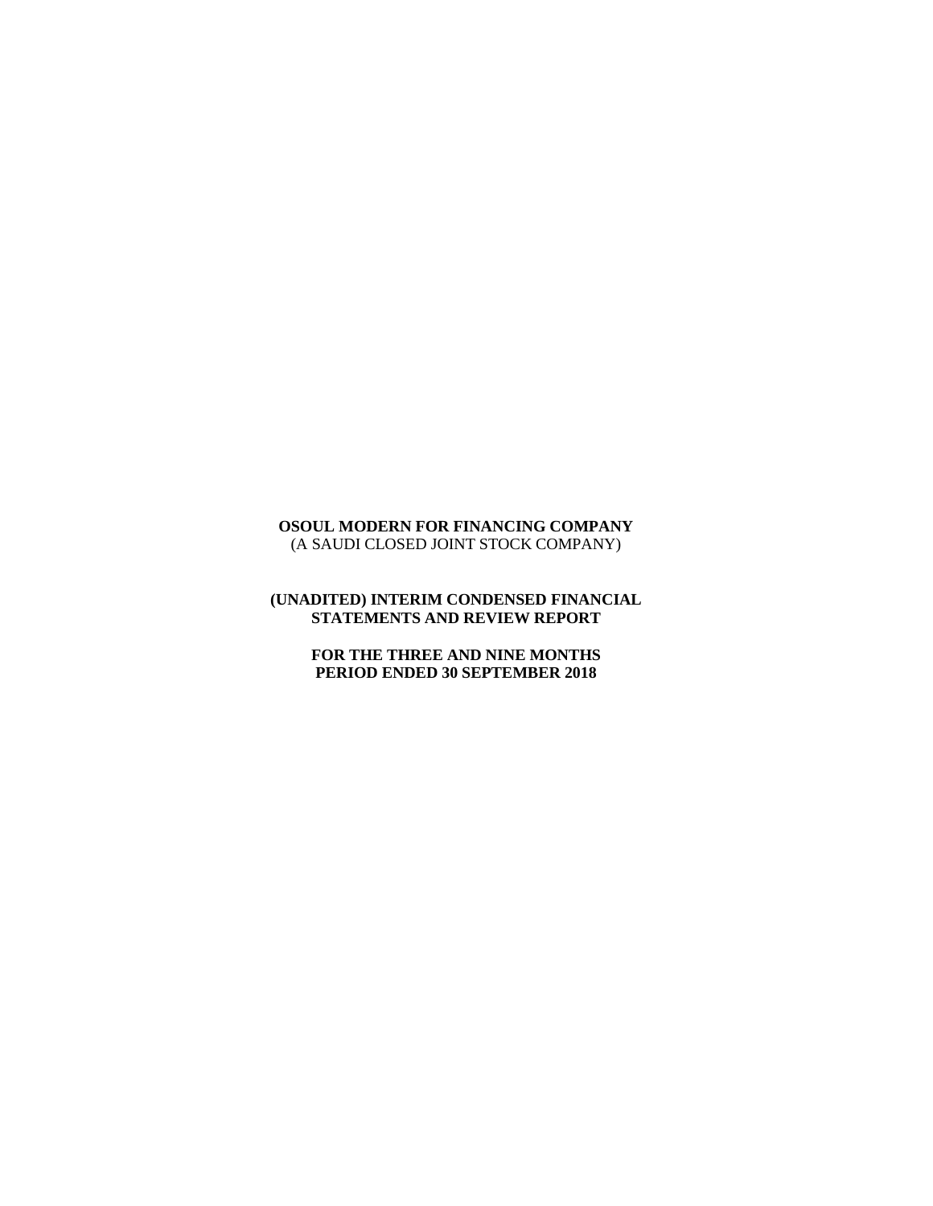**OSOUL MODERN FOR FINANCING COMPANY**
(A SAUDI CLOSED JOINT STOCK COMPANY)

**(UNADITED) INTERIM CONDENSED FINANCIAL STATEMENTS AND REVIEW REPORT**

**FOR THE THREE AND NINE MONTHS PERIOD ENDED 30 SEPTEMBER 2018**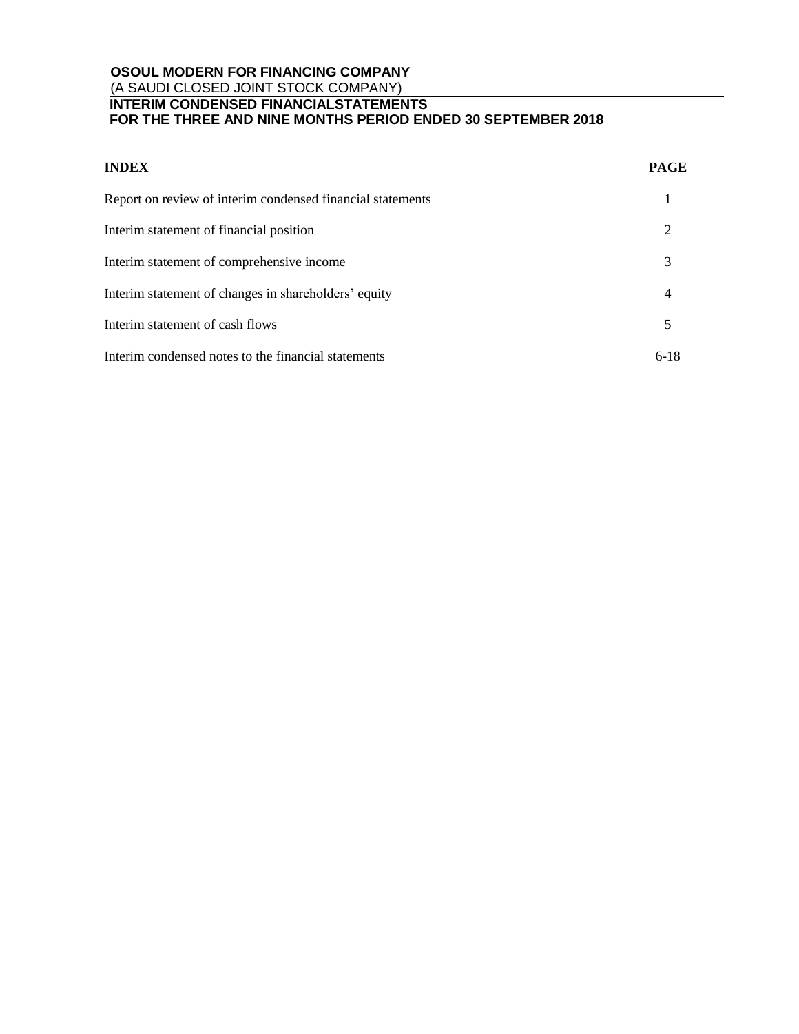**OSOUL MODERN FOR FINANCING COMPANY**
(A SAUDI CLOSED JOINT STOCK COMPANY)
**INTERIM CONDENSED FINANCIALSTATEMENTS**
**FOR THE THREE AND NINE MONTHS PERIOD ENDED 30 SEPTEMBER 2018**

| **INDEX** | **PAGE** |
|---|---|
| Report on review of interim condensed financial statements | 1 |
| Interim statement of financial position | 2 |
| Interim statement of comprehensive income | 3 |
| Interim statement of changes in shareholders' equity | 4 |
| Interim statement of cash flows | 5 |
| Interim condensed notes to the financial statements | 6-18 |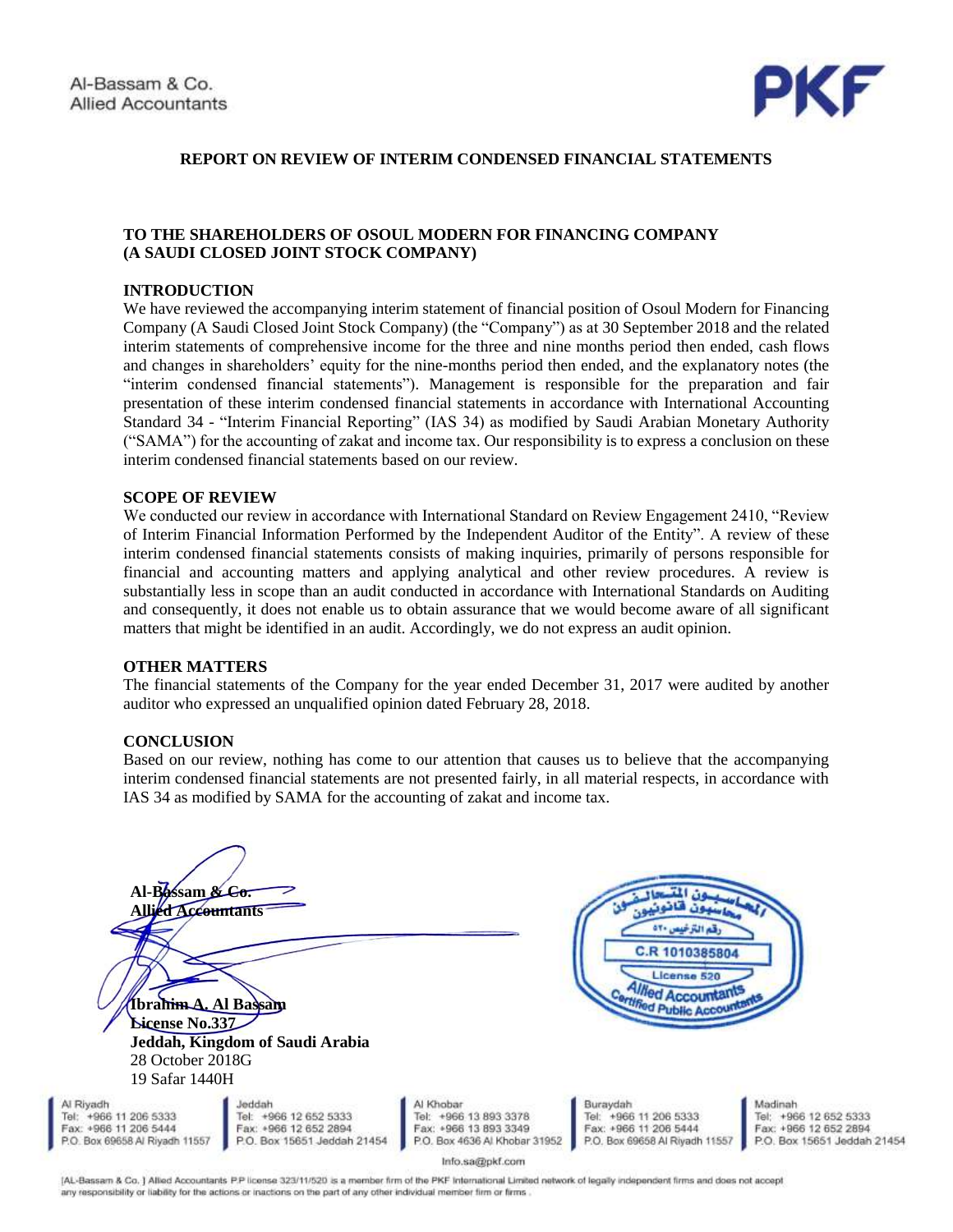Al-Bassam & Co.
Allied Accountants

PKF

## REPORT ON REVIEW OF INTERIM CONDENSED FINANCIAL STATEMENTS

**TO THE SHAREHOLDERS OF OSOUL MODERN FOR FINANCING COMPANY**
**(A SAUDI CLOSED JOINT STOCK COMPANY)**

### INTRODUCTION

We have reviewed the accompanying interim statement of financial position of Osoul Modern for Financing Company (A Saudi Closed Joint Stock Company) (the "Company") as at 30 September 2018 and the related interim statements of comprehensive income for the three and nine months period then ended, cash flows and changes in shareholders' equity for the nine-months period then ended, and the explanatory notes (the "interim condensed financial statements"). Management is responsible for the preparation and fair presentation of these interim condensed financial statements in accordance with International Accounting Standard 34 - "Interim Financial Reporting" (IAS 34) as modified by Saudi Arabian Monetary Authority ("SAMA") for the accounting of zakat and income tax. Our responsibility is to express a conclusion on these interim condensed financial statements based on our review.

### SCOPE OF REVIEW

We conducted our review in accordance with International Standard on Review Engagement 2410, "Review of Interim Financial Information Performed by the Independent Auditor of the Entity". A review of these interim condensed financial statements consists of making inquiries, primarily of persons responsible for financial and accounting matters and applying analytical and other review procedures. A review is substantially less in scope than an audit conducted in accordance with International Standards on Auditing and consequently, it does not enable us to obtain assurance that we would become aware of all significant matters that might be identified in an audit. Accordingly, we do not express an audit opinion.

### OTHER MATTERS

The financial statements of the Company for the year ended December 31, 2017 were audited by another auditor who expressed an unqualified opinion dated February 28, 2018.

### CONCLUSION

Based on our review, nothing has come to our attention that causes us to believe that the accompanying interim condensed financial statements are not presented fairly, in all material respects, in accordance with IAS 34 as modified by SAMA for the accounting of zakat and income tax.

**Al-Bassam & Co.**
**Allied Accountants**

**Ibrahim A. Al Bassam**
**License No.337**
**Jeddah, Kingdom of Saudi Arabia**
28 October 2018G
19 Safar 1440H

المحاسبون المتحالفون
محاسبون قانونيون
رقم الترخيص ٥٢٠
C.R 1010385804
License 520
Allied Accountants
Certified Public Accountants

Al Riyadh
Tel: +966 11 206 5333
Fax: +966 11 206 5444
P.O. Box 69658 Al Riyadh 11557

Jeddah
Tel: +966 12 652 5333
Fax: +966 12 652 2894
P.O. Box 15651 Jeddah 21454

Al Khobar
Tel: +966 13 893 3378
Fax: +966 13 893 3349
P.O. Box 4636 Al Khobar 31952

Buraydah
Tel: +966 11 206 5333
Fax: +966 11 206 5444
P.O. Box 69658 Al Riyadh 11557

Madinah
Tel: +966 12 652 5333
Fax: +966 12 652 2894
P.O. Box 15651 Jeddah 21454

info.sa@pkf.com

[AL-Bassam & Co. ] Allied Accountants P.P license 323/11/520 is a member firm of the PKF International Limited network of legally independent firms and does not accept any responsibility or liability for the actions or inactions on the part of any other individual member firm or firms.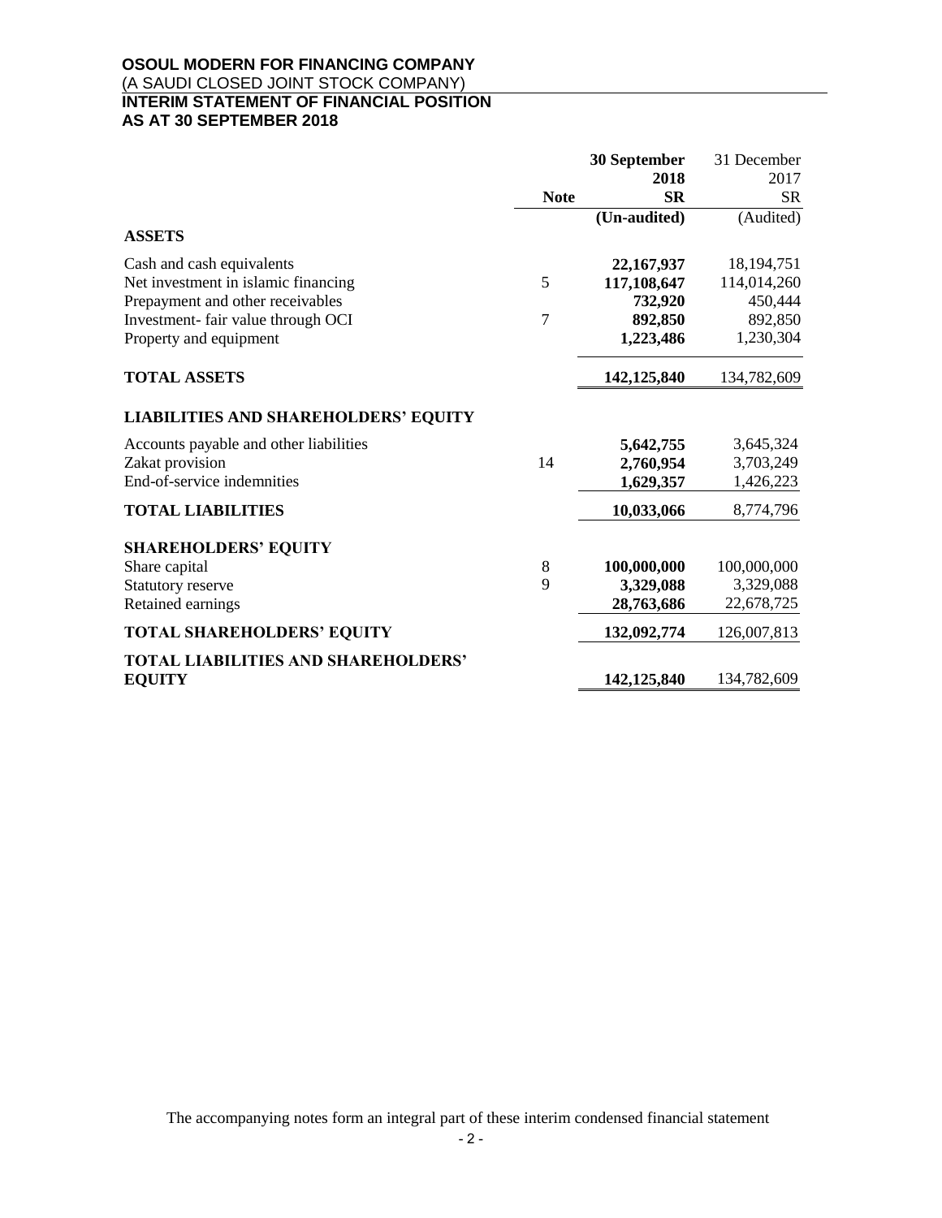**OSOUL MODERN FOR FINANCING COMPANY**
(A SAUDI CLOSED JOINT STOCK COMPANY)
**INTERIM STATEMENT OF FINANCIAL POSITION**
**AS AT 30 SEPTEMBER 2018**

| | Note | 30 September 2018 SR (Un-audited) | 31 December 2017 SR (Audited) |
|---|---|---|---|
| **ASSETS** | | | |
| Cash and cash equivalents | | **22,167,937** | 18,194,751 |
| Net investment in islamic financing | 5 | **117,108,647** | 114,014,260 |
| Prepayment and other receivables | | **732,920** | 450,444 |
| Investment- fair value through OCI | 7 | **892,850** | 892,850 |
| Property and equipment | | **1,223,486** | 1,230,304 |
| **TOTAL ASSETS** | | **142,125,840** | 134,782,609 |
| **LIABILITIES AND SHAREHOLDERS' EQUITY** | | | |
| Accounts payable and other liabilities | | **5,642,755** | 3,645,324 |
| Zakat provision | 14 | **2,760,954** | 3,703,249 |
| End-of-service indemnities | | **1,629,357** | 1,426,223 |
| **TOTAL LIABILITIES** | | **10,033,066** | 8,774,796 |
| **SHAREHOLDERS' EQUITY** | | | |
| Share capital | 8 | **100,000,000** | 100,000,000 |
| Statutory reserve | 9 | **3,329,088** | 3,329,088 |
| Retained earnings | | **28,763,686** | 22,678,725 |
| **TOTAL SHAREHOLDERS' EQUITY** | | **132,092,774** | 126,007,813 |
| **TOTAL LIABILITIES AND SHAREHOLDERS' EQUITY** | | **142,125,840** | 134,782,609 |

The accompanying notes form an integral part of these interim condensed financial statement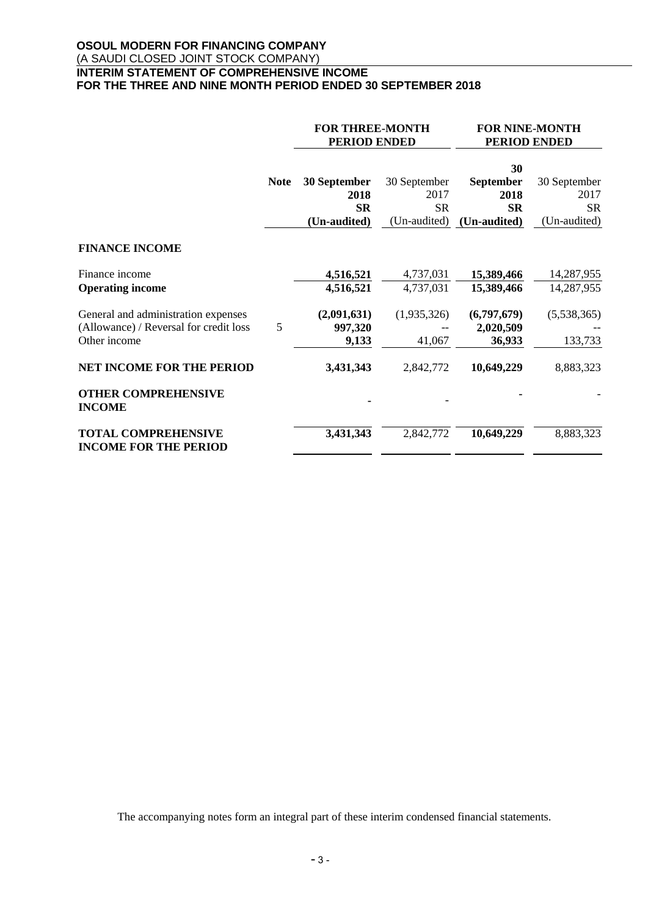**OSOUL MODERN FOR FINANCING COMPANY**
(A SAUDI CLOSED JOINT STOCK COMPANY)
**INTERIM STATEMENT OF COMPREHENSIVE INCOME**
**FOR THE THREE AND NINE MONTH PERIOD ENDED 30 SEPTEMBER 2018**

| | Note | **FOR THREE-MONTH PERIOD ENDED** | | **FOR NINE-MONTH PERIOD ENDED** | |
|---|---|---|---|---|---|
| | | **30 September 2018 SR (Un-audited)** | 30 September 2017 SR (Un-audited) | **30 September 2018 SR (Un-audited)** | 30 September 2017 SR (Un-audited) |
| **FINANCE INCOME** | | | | | |
| Finance income | | **4,516,521** | 4,737,031 | **15,389,466** | 14,287,955 |
| **Operating income** | | **4,516,521** | 4,737,031 | **15,389,466** | 14,287,955 |
| General and administration expenses | | **(2,091,631)** | (1,935,326) | **(6,797,679)** | (5,538,365) |
| (Allowance) / Reversal for credit loss | 5 | **997,320** | -- | **2,020,509** | -- |
| Other income | | **9,133** | 41,067 | **36,933** | 133,733 |
| **NET INCOME FOR THE PERIOD** | | **3,431,343** | 2,842,772 | **10,649,229** | 8,883,323 |
| **OTHER COMPREHENSIVE INCOME** | | **-** | - | **-** | - |
| **TOTAL COMPREHENSIVE INCOME FOR THE PERIOD** | | **3,431,343** | 2,842,772 | **10,649,229** | 8,883,323 |

The accompanying notes form an integral part of these interim condensed financial statements.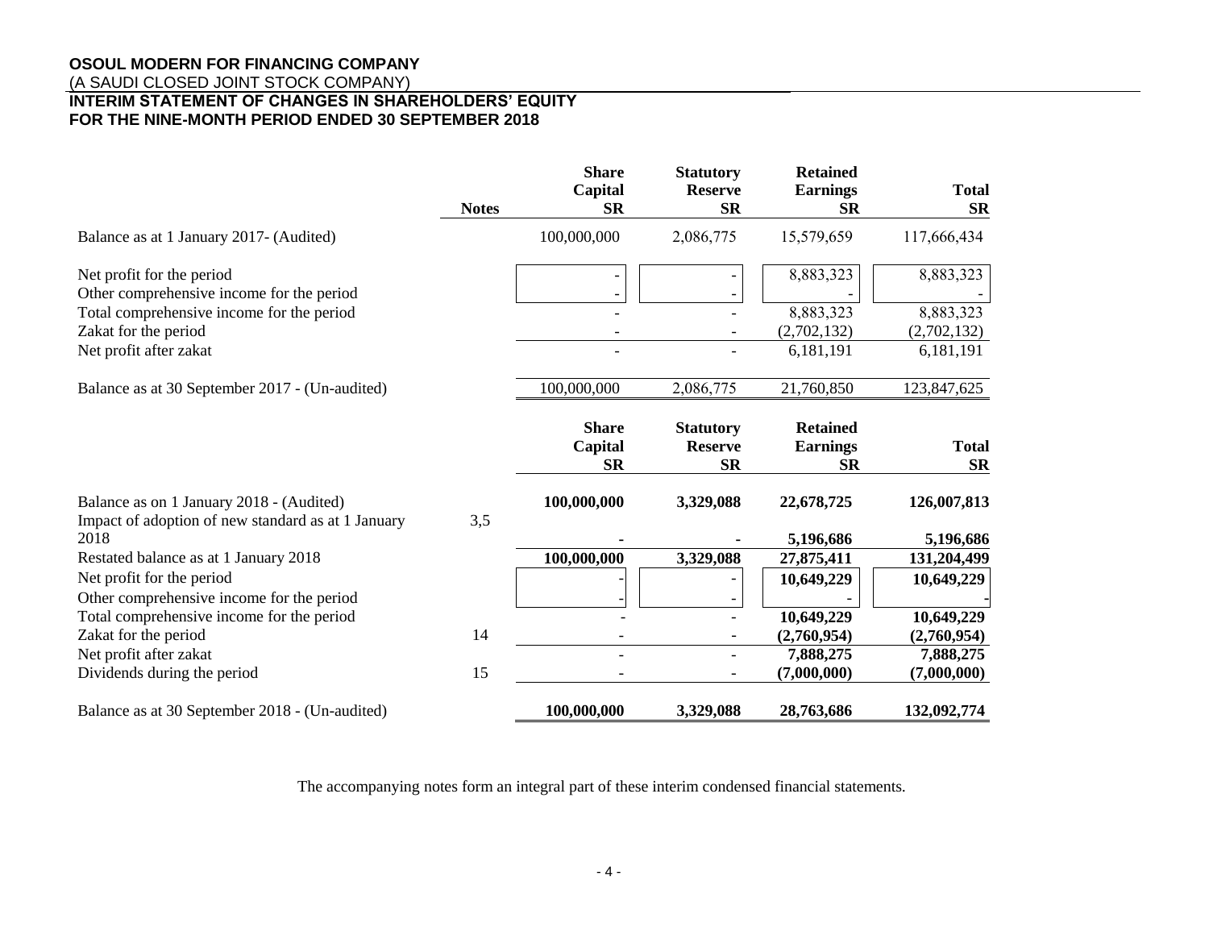**OSOUL MODERN FOR FINANCING COMPANY**
(A SAUDI CLOSED JOINT STOCK COMPANY)
**INTERIM STATEMENT OF CHANGES IN SHAREHOLDERS' EQUITY**
**FOR THE NINE-MONTH PERIOD ENDED 30 SEPTEMBER 2018**

| | Notes | Share Capital SR | Statutory Reserve SR | Retained Earnings SR | Total SR |
|---|---|---|---|---|---|
| Balance as at 1 January 2017- (Audited) | | 100,000,000 | 2,086,775 | 15,579,659 | 117,666,434 |
| Net profit for the period | | - | - | 8,883,323 | 8,883,323 |
| Other comprehensive income for the period | | - | - | - | - |
| Total comprehensive income for the period | | - | - | 8,883,323 | 8,883,323 |
| Zakat for the period | | - | - | (2,702,132) | (2,702,132) |
| Net profit after zakat | | - | - | 6,181,191 | 6,181,191 |
| Balance as at 30 September 2017 - (Un-audited) | | 100,000,000 | 2,086,775 | 21,760,850 | 123,847,625 |

| | Notes | Share Capital SR | Statutory Reserve SR | Retained Earnings SR | Total SR |
|---|---|---|---|---|---|
| Balance as on 1 January 2018 - (Audited) | | **100,000,000** | **3,329,088** | **22,678,725** | **126,007,813** |
| Impact of adoption of new standard as at 1 January 2018 | 3,5 | **-** | **-** | **5,196,686** | **5,196,686** |
| Restated balance as at 1 January 2018 | | **100,000,000** | **3,329,088** | **27,875,411** | **131,204,499** |
| Net profit for the period | | - | - | **10,649,229** | **10,649,229** |
| Other comprehensive income for the period | | - | - | - | - |
| Total comprehensive income for the period | | - | - | **10,649,229** | **10,649,229** |
| Zakat for the period | 14 | - | - | **(2,760,954)** | **(2,760,954)** |
| Net profit after zakat | | - | - | **7,888,275** | **7,888,275** |
| Dividends during the period | 15 | - | - | **(7,000,000)** | **(7,000,000)** |
| Balance as at 30 September 2018 - (Un-audited) | | **100,000,000** | **3,329,088** | **28,763,686** | **132,092,774** |

The accompanying notes form an integral part of these interim condensed financial statements.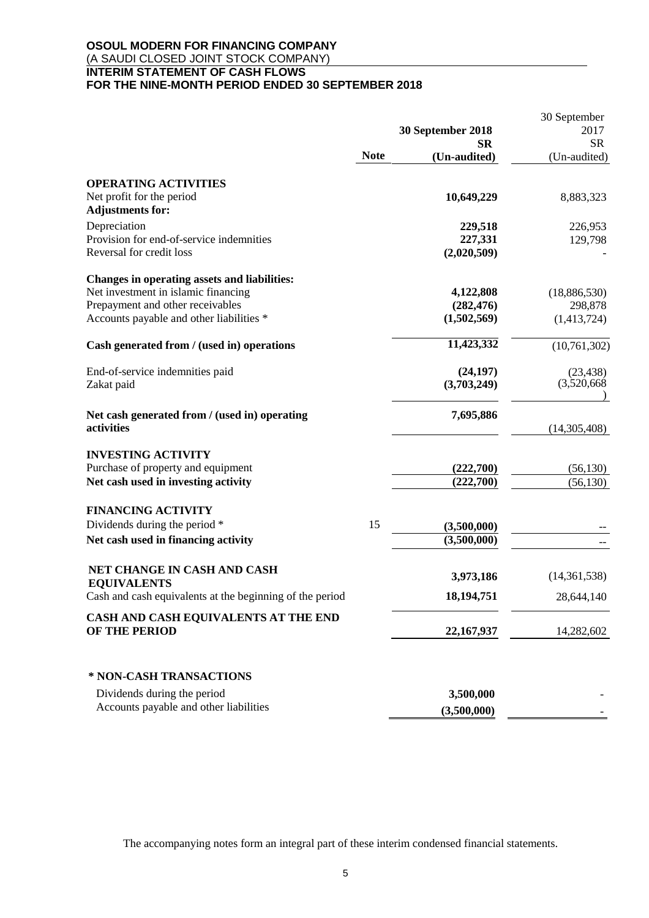**OSOUL MODERN FOR FINANCING COMPANY**
(A SAUDI CLOSED JOINT STOCK COMPANY)
**INTERIM STATEMENT OF CASH FLOWS**
**FOR THE NINE-MONTH PERIOD ENDED 30 SEPTEMBER 2018**

| | Note | **30 September 2018 SR (Un-audited)** | 30 September 2017 SR (Un-audited) |
|---|---|---|---|
| **OPERATING ACTIVITIES** | | | |
| Net profit for the period | | **10,649,229** | 8,883,323 |
| **Adjustments for:** | | | |
| Depreciation | | **229,518** | 226,953 |
| Provision for end-of-service indemnities | | **227,331** | 129,798 |
| Reversal for credit loss | | **(2,020,509)** | - |
| **Changes in operating assets and liabilities:** | | | |
| Net investment in islamic financing | | **4,122,808** | (18,886,530) |
| Prepayment and other receivables | | **(282,476)** | 298,878 |
| Accounts payable and other liabilities * | | **(1,502,569)** | (1,413,724) |
| **Cash generated from / (used in) operations** | | **11,423,332** | (10,761,302) |
| End-of-service indemnities paid | | **(24,197)** | (23,438) |
| Zakat paid | | **(3,703,249)** | (3,520,668) |
| **Net cash generated from / (used in) operating activities** | | **7,695,886** | (14,305,408) |
| **INVESTING ACTIVITY** | | | |
| Purchase of property and equipment | | **(222,700)** | (56,130) |
| **Net cash used in investing activity** | | **(222,700)** | (56,130) |
| **FINANCING ACTIVITY** | | | |
| Dividends during the period * | 15 | **(3,500,000)** | -- |
| **Net cash used in financing activity** | | **(3,500,000)** | -- |
| **NET CHANGE IN CASH AND CASH EQUIVALENTS** | | **3,973,186** | (14,361,538) |
| Cash and cash equivalents at the beginning of the period | | **18,194,751** | 28,644,140 |
| **CASH AND CASH EQUIVALENTS AT THE END OF THE PERIOD** | | **22,167,937** | 14,282,602 |

| **\* NON-CASH TRANSACTIONS** | | |
|---|---|---|
| Dividends during the period | **3,500,000** | - |
| Accounts payable and other liabilities | **(3,500,000)** | - |

The accompanying notes form an integral part of these interim condensed financial statements.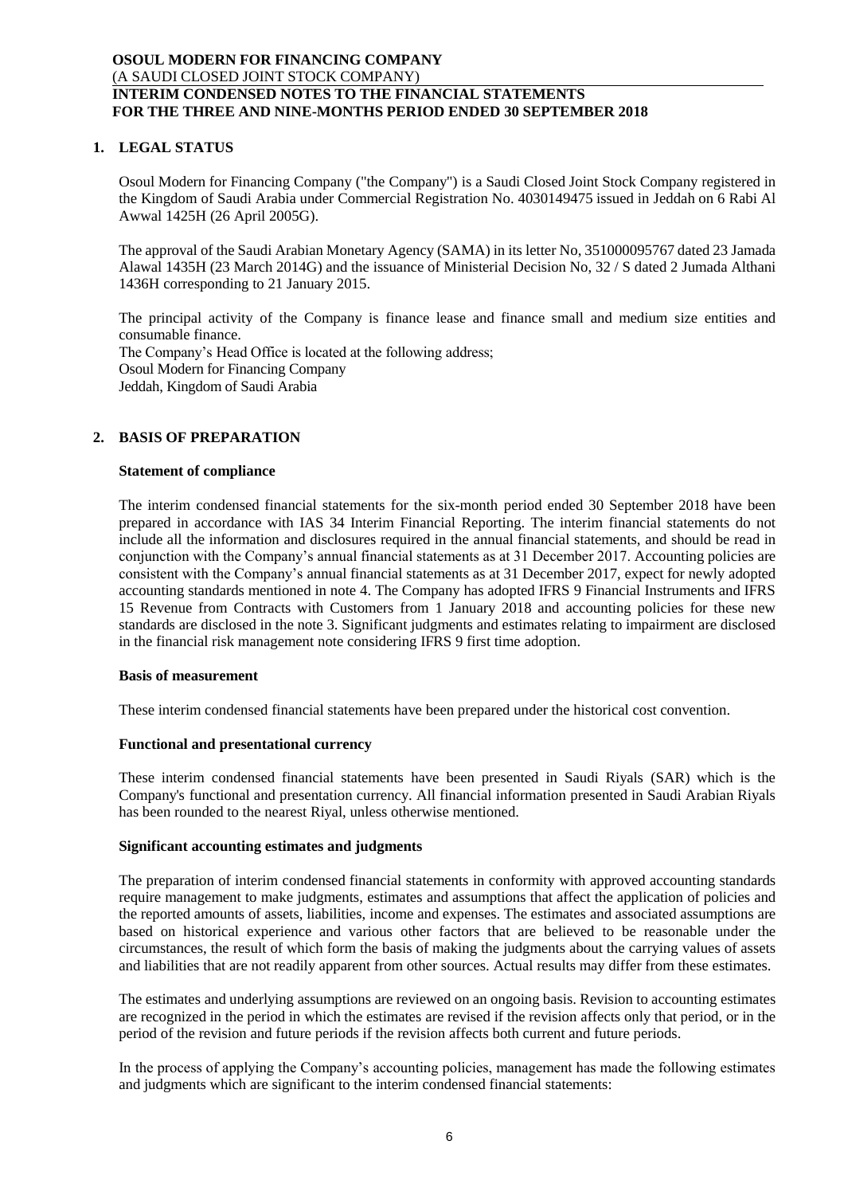# 1. LEGAL STATUS

Osoul Modern for Financing Company ("the Company") is a Saudi Closed Joint Stock Company registered in the Kingdom of Saudi Arabia under Commercial Registration No. 4030149475 issued in Jeddah on 6 Rabi Al Awwal 1425H (26 April 2005G).

The approval of the Saudi Arabian Monetary Agency (SAMA) in its letter No, 351000095767 dated 23 Jamada Alawal 1435H (23 March 2014G) and the issuance of Ministerial Decision No, 32 / S dated 2 Jumada Althani 1436H corresponding to 21 January 2015.

The principal activity of the Company is finance lease and finance small and medium size entities and consumable finance.
The Company's Head Office is located at the following address;
Osoul Modern for Financing Company
Jeddah, Kingdom of Saudi Arabia

# 2. BASIS OF PREPARATION

## Statement of compliance

The interim condensed financial statements for the six-month period ended 30 September 2018 have been prepared in accordance with IAS 34 Interim Financial Reporting. The interim financial statements do not include all the information and disclosures required in the annual financial statements, and should be read in conjunction with the Company's annual financial statements as at 31 December 2017. Accounting policies are consistent with the Company's annual financial statements as at 31 December 2017, expect for newly adopted accounting standards mentioned in note 4. The Company has adopted IFRS 9 Financial Instruments and IFRS 15 Revenue from Contracts with Customers from 1 January 2018 and accounting policies for these new standards are disclosed in the note 3. Significant judgments and estimates relating to impairment are disclosed in the financial risk management note considering IFRS 9 first time adoption.

## Basis of measurement

These interim condensed financial statements have been prepared under the historical cost convention.

## Functional and presentational currency

These interim condensed financial statements have been presented in Saudi Riyals (SAR) which is the Company's functional and presentation currency. All financial information presented in Saudi Arabian Riyals has been rounded to the nearest Riyal, unless otherwise mentioned.

## Significant accounting estimates and judgments

The preparation of interim condensed financial statements in conformity with approved accounting standards require management to make judgments, estimates and assumptions that affect the application of policies and the reported amounts of assets, liabilities, income and expenses. The estimates and associated assumptions are based on historical experience and various other factors that are believed to be reasonable under the circumstances, the result of which form the basis of making the judgments about the carrying values of assets and liabilities that are not readily apparent from other sources. Actual results may differ from these estimates.

The estimates and underlying assumptions are reviewed on an ongoing basis. Revision to accounting estimates are recognized in the period in which the estimates are revised if the revision affects only that period, or in the period of the revision and future periods if the revision affects both current and future periods.

In the process of applying the Company's accounting policies, management has made the following estimates and judgments which are significant to the interim condensed financial statements: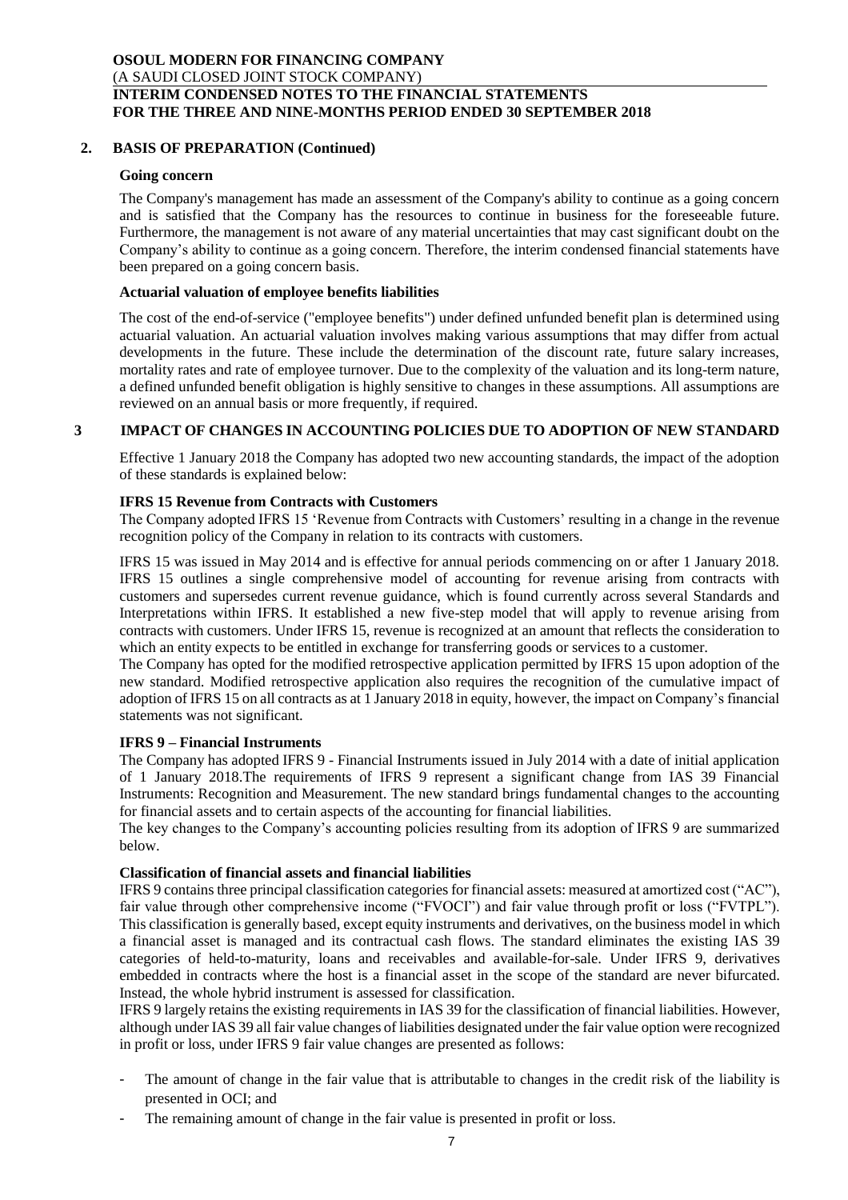## 2. BASIS OF PREPARATION (Continued)

### Going concern

The Company's management has made an assessment of the Company's ability to continue as a going concern and is satisfied that the Company has the resources to continue in business for the foreseeable future. Furthermore, the management is not aware of any material uncertainties that may cast significant doubt on the Company's ability to continue as a going concern. Therefore, the interim condensed financial statements have been prepared on a going concern basis.

### Actuarial valuation of employee benefits liabilities

The cost of the end-of-service ("employee benefits") under defined unfunded benefit plan is determined using actuarial valuation. An actuarial valuation involves making various assumptions that may differ from actual developments in the future. These include the determination of the discount rate, future salary increases, mortality rates and rate of employee turnover. Due to the complexity of the valuation and its long-term nature, a defined unfunded benefit obligation is highly sensitive to changes in these assumptions. All assumptions are reviewed on an annual basis or more frequently, if required.

## 3 IMPACT OF CHANGES IN ACCOUNTING POLICIES DUE TO ADOPTION OF NEW STANDARD

Effective 1 January 2018 the Company has adopted two new accounting standards, the impact of the adoption of these standards is explained below:

### IFRS 15 Revenue from Contracts with Customers

The Company adopted IFRS 15 'Revenue from Contracts with Customers' resulting in a change in the revenue recognition policy of the Company in relation to its contracts with customers.

IFRS 15 was issued in May 2014 and is effective for annual periods commencing on or after 1 January 2018. IFRS 15 outlines a single comprehensive model of accounting for revenue arising from contracts with customers and supersedes current revenue guidance, which is found currently across several Standards and Interpretations within IFRS. It established a new five-step model that will apply to revenue arising from contracts with customers. Under IFRS 15, revenue is recognized at an amount that reflects the consideration to which an entity expects to be entitled in exchange for transferring goods or services to a customer.

The Company has opted for the modified retrospective application permitted by IFRS 15 upon adoption of the new standard. Modified retrospective application also requires the recognition of the cumulative impact of adoption of IFRS 15 on all contracts as at 1 January 2018 in equity, however, the impact on Company's financial statements was not significant.

### IFRS 9 – Financial Instruments

The Company has adopted IFRS 9 - Financial Instruments issued in July 2014 with a date of initial application of 1 January 2018.The requirements of IFRS 9 represent a significant change from IAS 39 Financial Instruments: Recognition and Measurement. The new standard brings fundamental changes to the accounting for financial assets and to certain aspects of the accounting for financial liabilities.

The key changes to the Company's accounting policies resulting from its adoption of IFRS 9 are summarized below.

### Classification of financial assets and financial liabilities

IFRS 9 contains three principal classification categories for financial assets: measured at amortized cost ("AC"), fair value through other comprehensive income ("FVOCI") and fair value through profit or loss ("FVTPL"). This classification is generally based, except equity instruments and derivatives, on the business model in which a financial asset is managed and its contractual cash flows. The standard eliminates the existing IAS 39 categories of held-to-maturity, loans and receivables and available-for-sale. Under IFRS 9, derivatives embedded in contracts where the host is a financial asset in the scope of the standard are never bifurcated. Instead, the whole hybrid instrument is assessed for classification.

IFRS 9 largely retains the existing requirements in IAS 39 for the classification of financial liabilities. However, although under IAS 39 all fair value changes of liabilities designated under the fair value option were recognized in profit or loss, under IFRS 9 fair value changes are presented as follows:

- The amount of change in the fair value that is attributable to changes in the credit risk of the liability is presented in OCI; and
- The remaining amount of change in the fair value is presented in profit or loss.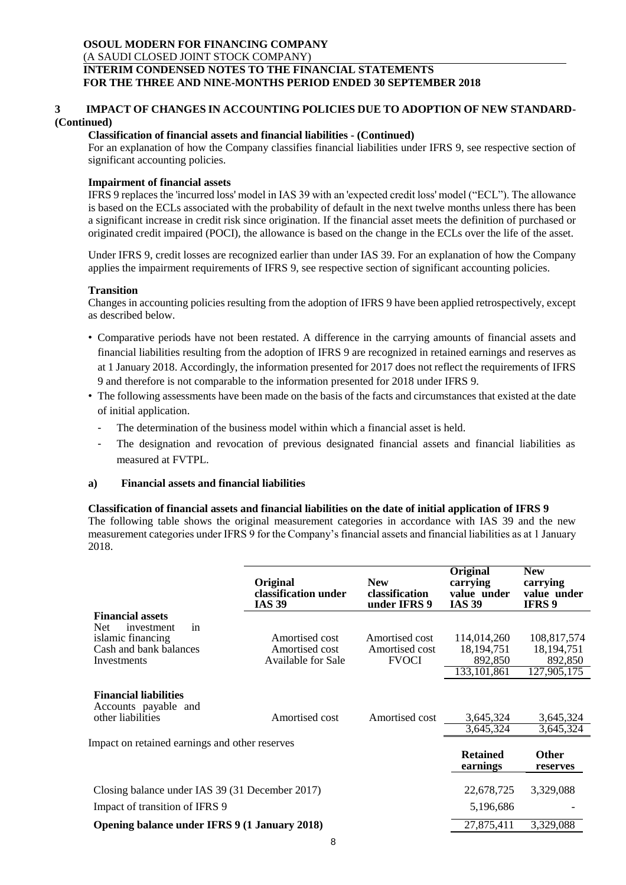### 3 IMPACT OF CHANGES IN ACCOUNTING POLICIES DUE TO ADOPTION OF NEW STANDARD- (Continued)

**Classification of financial assets and financial liabilities - (Continued)**

For an explanation of how the Company classifies financial liabilities under IFRS 9, see respective section of significant accounting policies.

**Impairment of financial assets**

IFRS 9 replaces the 'incurred loss' model in IAS 39 with an 'expected credit loss' model ("ECL"). The allowance is based on the ECLs associated with the probability of default in the next twelve months unless there has been a significant increase in credit risk since origination. If the financial asset meets the definition of purchased or originated credit impaired (POCI), the allowance is based on the change in the ECLs over the life of the asset.

Under IFRS 9, credit losses are recognized earlier than under IAS 39. For an explanation of how the Company applies the impairment requirements of IFRS 9, see respective section of significant accounting policies.

**Transition**

Changes in accounting policies resulting from the adoption of IFRS 9 have been applied retrospectively, except as described below.

- Comparative periods have not been restated. A difference in the carrying amounts of financial assets and financial liabilities resulting from the adoption of IFRS 9 are recognized in retained earnings and reserves as at 1 January 2018. Accordingly, the information presented for 2017 does not reflect the requirements of IFRS 9 and therefore is not comparable to the information presented for 2018 under IFRS 9.
- The following assessments have been made on the basis of the facts and circumstances that existed at the date of initial application.
  - The determination of the business model within which a financial asset is held.
  - The designation and revocation of previous designated financial assets and financial liabilities as measured at FVTPL.

**a) Financial assets and financial liabilities**

**Classification of financial assets and financial liabilities on the date of initial application of IFRS 9**

The following table shows the original measurement categories in accordance with IAS 39 and the new measurement categories under IFRS 9 for the Company's financial assets and financial liabilities as at 1 January 2018.

| | Original classification under IAS 39 | New classification under IFRS 9 | Original carrying value under IAS 39 | New carrying value under IFRS 9 |
|---|---|---|---|---|
| **Financial assets** | | | | |
| Net investment in islamic financing | Amortised cost | Amortised cost | 114,014,260 | 108,817,574 |
| Cash and bank balances | Amortised cost | Amortised cost | 18,194,751 | 18,194,751 |
| Investments | Available for Sale | FVOCI | 892,850 | 892,850 |
| | | | 133,101,861 | 127,905,175 |
| **Financial liabilities** | | | | |
| Accounts payable and other liabilities | Amortised cost | Amortised cost | 3,645,324 | 3,645,324 |
| | | | 3,645,324 | 3,645,324 |

Impact on retained earnings and other reserves

| | Retained earnings | Other reserves |
|---|---|---|
| Closing balance under IAS 39 (31 December 2017) | 22,678,725 | 3,329,088 |
| Impact of transition of IFRS 9 | 5,196,686 | - |
| **Opening balance under IFRS 9 (1 January 2018)** | 27,875,411 | 3,329,088 |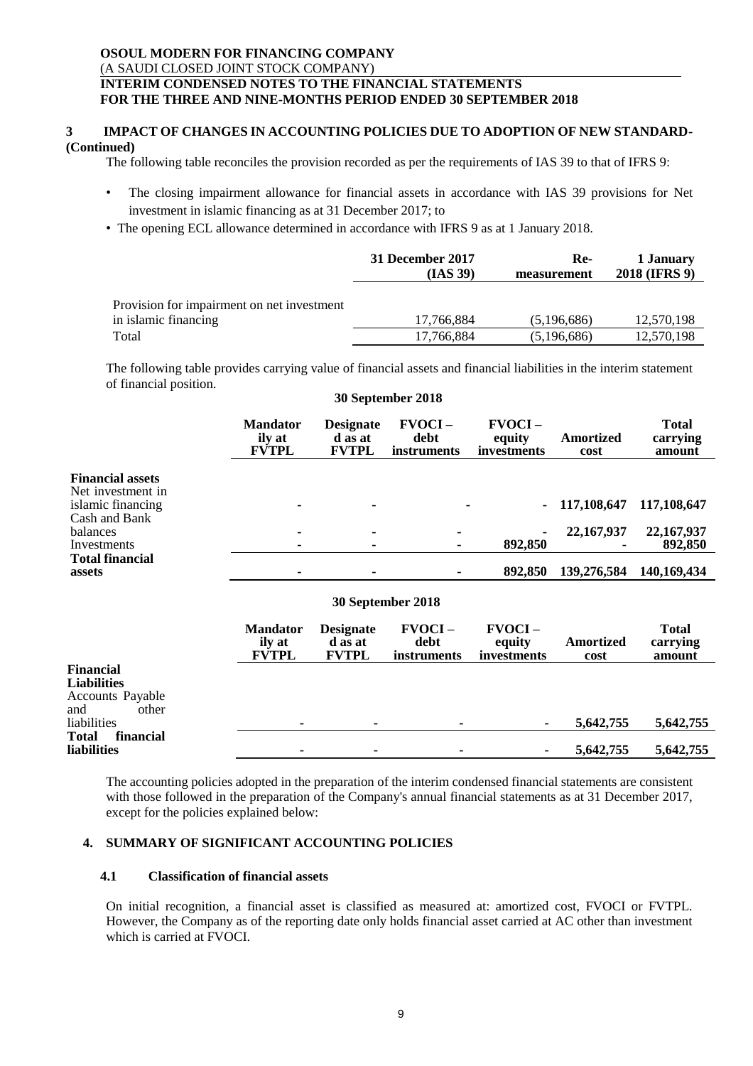## 3 IMPACT OF CHANGES IN ACCOUNTING POLICIES DUE TO ADOPTION OF NEW STANDARD-(Continued)

The following table reconciles the provision recorded as per the requirements of IAS 39 to that of IFRS 9:

- The closing impairment allowance for financial assets in accordance with IAS 39 provisions for Net investment in islamic financing as at 31 December 2017; to
- The opening ECL allowance determined in accordance with IFRS 9 as at 1 January 2018.

| | 31 December 2017 (IAS 39) | Re-measurement | 1 January 2018 (IFRS 9) |
|---|---|---|---|
| Provision for impairment on net investment in islamic financing | 17,766,884 | (5,196,686) | 12,570,198 |
| Total | 17,766,884 | (5,196,686) | 12,570,198 |

The following table provides carrying value of financial assets and financial liabilities in the interim statement of financial position.

**30 September 2018**

| | Mandatorily at FVTPL | Designated as at FVTPL | FVOCI – debt instruments | FVOCI – equity investments | Amortized cost | Total carrying amount |
|---|---|---|---|---|---|---|
| **Financial assets** | | | | | | |
| Net investment in islamic financing | - | - | - | - | 117,108,647 | 117,108,647 |
| Cash and Bank balances | - | - | - | - | 22,167,937 | 22,167,937 |
| Investments | - | - | - | 892,850 | - | 892,850 |
| **Total financial assets** | - | - | - | 892,850 | 139,276,584 | 140,169,434 |

**30 September 2018**

| | Mandatorily at FVTPL | Designated as at FVTPL | FVOCI – debt instruments | FVOCI – equity investments | Amortized cost | Total carrying amount |
|---|---|---|---|---|---|---|
| **Financial Liabilities** | | | | | | |
| Accounts Payable and other liabilities | - | - | - | - | 5,642,755 | 5,642,755 |
| **Total financial liabilities** | - | - | - | - | 5,642,755 | 5,642,755 |

The accounting policies adopted in the preparation of the interim condensed financial statements are consistent with those followed in the preparation of the Company's annual financial statements as at 31 December 2017, except for the policies explained below:

## 4. SUMMARY OF SIGNIFICANT ACCOUNTING POLICIES

### 4.1 Classification of financial assets

On initial recognition, a financial asset is classified as measured at: amortized cost, FVOCI or FVTPL. However, the Company as of the reporting date only holds financial asset carried at AC other than investment which is carried at FVOCI.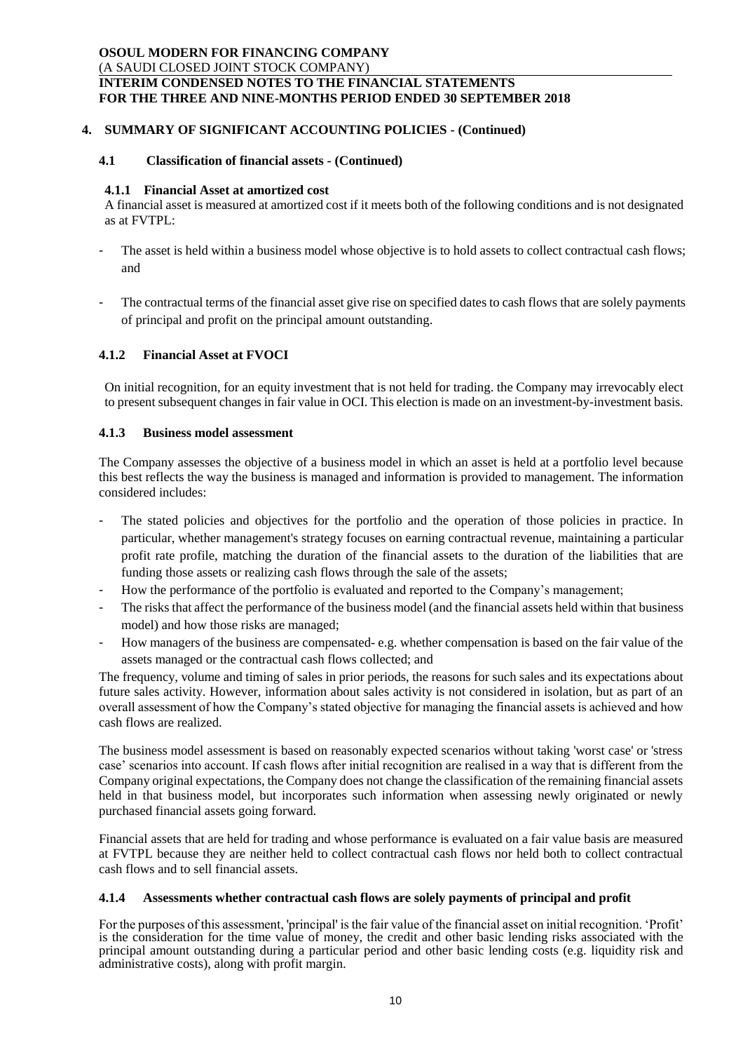## 4. SUMMARY OF SIGNIFICANT ACCOUNTING POLICIES - (Continued)

### 4.1 Classification of financial assets - (Continued)

#### 4.1.1 Financial Asset at amortized cost

A financial asset is measured at amortized cost if it meets both of the following conditions and is not designated as at FVTPL:

- The asset is held within a business model whose objective is to hold assets to collect contractual cash flows; and
- The contractual terms of the financial asset give rise on specified dates to cash flows that are solely payments of principal and profit on the principal amount outstanding.

#### 4.1.2 Financial Asset at FVOCI

On initial recognition, for an equity investment that is not held for trading. the Company may irrevocably elect to present subsequent changes in fair value in OCI. This election is made on an investment-by-investment basis.

#### 4.1.3 Business model assessment

The Company assesses the objective of a business model in which an asset is held at a portfolio level because this best reflects the way the business is managed and information is provided to management. The information considered includes:

- The stated policies and objectives for the portfolio and the operation of those policies in practice. In particular, whether management's strategy focuses on earning contractual revenue, maintaining a particular profit rate profile, matching the duration of the financial assets to the duration of the liabilities that are funding those assets or realizing cash flows through the sale of the assets;
- How the performance of the portfolio is evaluated and reported to the Company's management;
- The risks that affect the performance of the business model (and the financial assets held within that business model) and how those risks are managed;
- How managers of the business are compensated- e.g. whether compensation is based on the fair value of the assets managed or the contractual cash flows collected; and

The frequency, volume and timing of sales in prior periods, the reasons for such sales and its expectations about future sales activity. However, information about sales activity is not considered in isolation, but as part of an overall assessment of how the Company's stated objective for managing the financial assets is achieved and how cash flows are realized.

The business model assessment is based on reasonably expected scenarios without taking 'worst case' or 'stress case' scenarios into account. If cash flows after initial recognition are realised in a way that is different from the Company original expectations, the Company does not change the classification of the remaining financial assets held in that business model, but incorporates such information when assessing newly originated or newly purchased financial assets going forward.

Financial assets that are held for trading and whose performance is evaluated on a fair value basis are measured at FVTPL because they are neither held to collect contractual cash flows nor held both to collect contractual cash flows and to sell financial assets.

#### 4.1.4 Assessments whether contractual cash flows are solely payments of principal and profit

For the purposes of this assessment, 'principal' is the fair value of the financial asset on initial recognition. 'Profit' is the consideration for the time value of money, the credit and other basic lending risks associated with the principal amount outstanding during a particular period and other basic lending costs (e.g. liquidity risk and administrative costs), along with profit margin.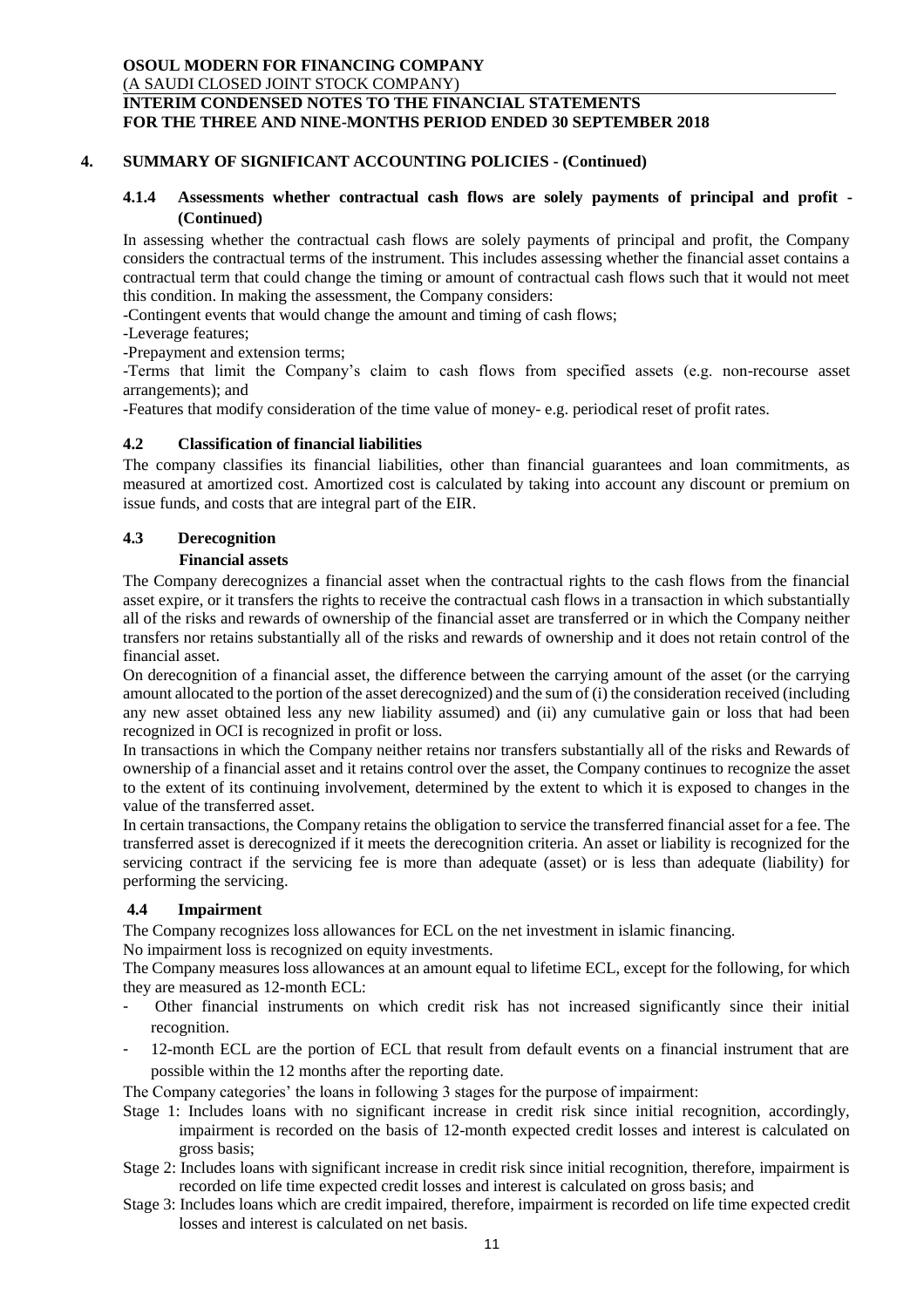## 4. SUMMARY OF SIGNIFICANT ACCOUNTING POLICIES - (Continued)

### 4.1.4 Assessments whether contractual cash flows are solely payments of principal and profit - (Continued)

In assessing whether the contractual cash flows are solely payments of principal and profit, the Company considers the contractual terms of the instrument. This includes assessing whether the financial asset contains a contractual term that could change the timing or amount of contractual cash flows such that it would not meet this condition. In making the assessment, the Company considers:

-Contingent events that would change the amount and timing of cash flows;

-Leverage features;

-Prepayment and extension terms;

-Terms that limit the Company's claim to cash flows from specified assets (e.g. non-recourse asset arrangements); and

-Features that modify consideration of the time value of money- e.g. periodical reset of profit rates.

### 4.2 Classification of financial liabilities

The company classifies its financial liabilities, other than financial guarantees and loan commitments, as measured at amortized cost. Amortized cost is calculated by taking into account any discount or premium on issue funds, and costs that are integral part of the EIR.

### 4.3 Derecognition

**Financial assets**

The Company derecognizes a financial asset when the contractual rights to the cash flows from the financial asset expire, or it transfers the rights to receive the contractual cash flows in a transaction in which substantially all of the risks and rewards of ownership of the financial asset are transferred or in which the Company neither transfers nor retains substantially all of the risks and rewards of ownership and it does not retain control of the financial asset.

On derecognition of a financial asset, the difference between the carrying amount of the asset (or the carrying amount allocated to the portion of the asset derecognized) and the sum of (i) the consideration received (including any new asset obtained less any new liability assumed) and (ii) any cumulative gain or loss that had been recognized in OCI is recognized in profit or loss.

In transactions in which the Company neither retains nor transfers substantially all of the risks and Rewards of ownership of a financial asset and it retains control over the asset, the Company continues to recognize the asset to the extent of its continuing involvement, determined by the extent to which it is exposed to changes in the value of the transferred asset.

In certain transactions, the Company retains the obligation to service the transferred financial asset for a fee. The transferred asset is derecognized if it meets the derecognition criteria. An asset or liability is recognized for the servicing contract if the servicing fee is more than adequate (asset) or is less than adequate (liability) for performing the servicing.

### 4.4 Impairment

The Company recognizes loss allowances for ECL on the net investment in islamic financing.

No impairment loss is recognized on equity investments.

The Company measures loss allowances at an amount equal to lifetime ECL, except for the following, for which they are measured as 12-month ECL:

- Other financial instruments on which credit risk has not increased significantly since their initial recognition.
- 12-month ECL are the portion of ECL that result from default events on a financial instrument that are possible within the 12 months after the reporting date.

The Company categories' the loans in following 3 stages for the purpose of impairment:

Stage 1: Includes loans with no significant increase in credit risk since initial recognition, accordingly, impairment is recorded on the basis of 12-month expected credit losses and interest is calculated on gross basis;

Stage 2: Includes loans with significant increase in credit risk since initial recognition, therefore, impairment is recorded on life time expected credit losses and interest is calculated on gross basis; and

Stage 3: Includes loans which are credit impaired, therefore, impairment is recorded on life time expected credit losses and interest is calculated on net basis.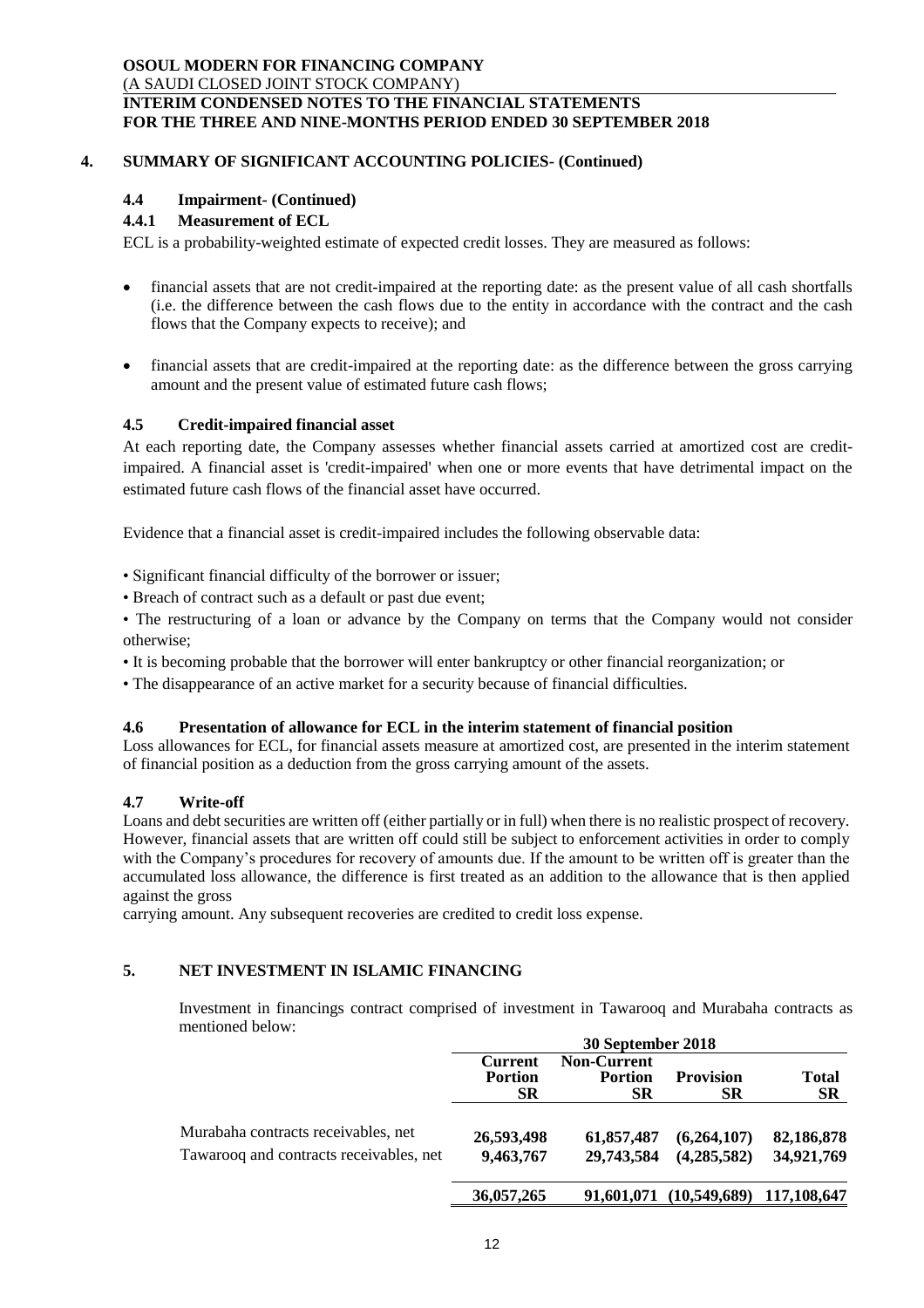## 4. SUMMARY OF SIGNIFICANT ACCOUNTING POLICIES- (Continued)

### 4.4 Impairment- (Continued)

#### 4.4.1 Measurement of ECL

ECL is a probability-weighted estimate of expected credit losses. They are measured as follows:

- financial assets that are not credit-impaired at the reporting date: as the present value of all cash shortfalls (i.e. the difference between the cash flows due to the entity in accordance with the contract and the cash flows that the Company expects to receive); and
- financial assets that are credit-impaired at the reporting date: as the difference between the gross carrying amount and the present value of estimated future cash flows;

### 4.5 Credit-impaired financial asset

At each reporting date, the Company assesses whether financial assets carried at amortized cost are credit-impaired. A financial asset is 'credit-impaired' when one or more events that have detrimental impact on the estimated future cash flows of the financial asset have occurred.

Evidence that a financial asset is credit-impaired includes the following observable data:

- Significant financial difficulty of the borrower or issuer;
- Breach of contract such as a default or past due event;
- The restructuring of a loan or advance by the Company on terms that the Company would not consider otherwise;
- It is becoming probable that the borrower will enter bankruptcy or other financial reorganization; or
- The disappearance of an active market for a security because of financial difficulties.

### 4.6 Presentation of allowance for ECL in the interim statement of financial position

Loss allowances for ECL, for financial assets measure at amortized cost, are presented in the interim statement of financial position as a deduction from the gross carrying amount of the assets.

### 4.7 Write-off

Loans and debt securities are written off (either partially or in full) when there is no realistic prospect of recovery. However, financial assets that are written off could still be subject to enforcement activities in order to comply with the Company's procedures for recovery of amounts due. If the amount to be written off is greater than the accumulated loss allowance, the difference is first treated as an addition to the allowance that is then applied against the gross

carrying amount. Any subsequent recoveries are credited to credit loss expense.

## 5. NET INVESTMENT IN ISLAMIC FINANCING

Investment in financings contract comprised of investment in Tawarooq and Murabaha contracts as mentioned below:

| | 30 September 2018 | | | |
|---|---|---|---|---|
| | **Current Portion SR** | **Non-Current Portion SR** | **Provision SR** | **Total SR** |
| Murabaha contracts receivables, net | **26,593,498** | **61,857,487** | **(6,264,107)** | **82,186,878** |
| Tawarooq and contracts receivables, net | **9,463,767** | **29,743,584** | **(4,285,582)** | **34,921,769** |
| | **36,057,265** | **91,601,071** | **(10,549,689)** | **117,108,647** |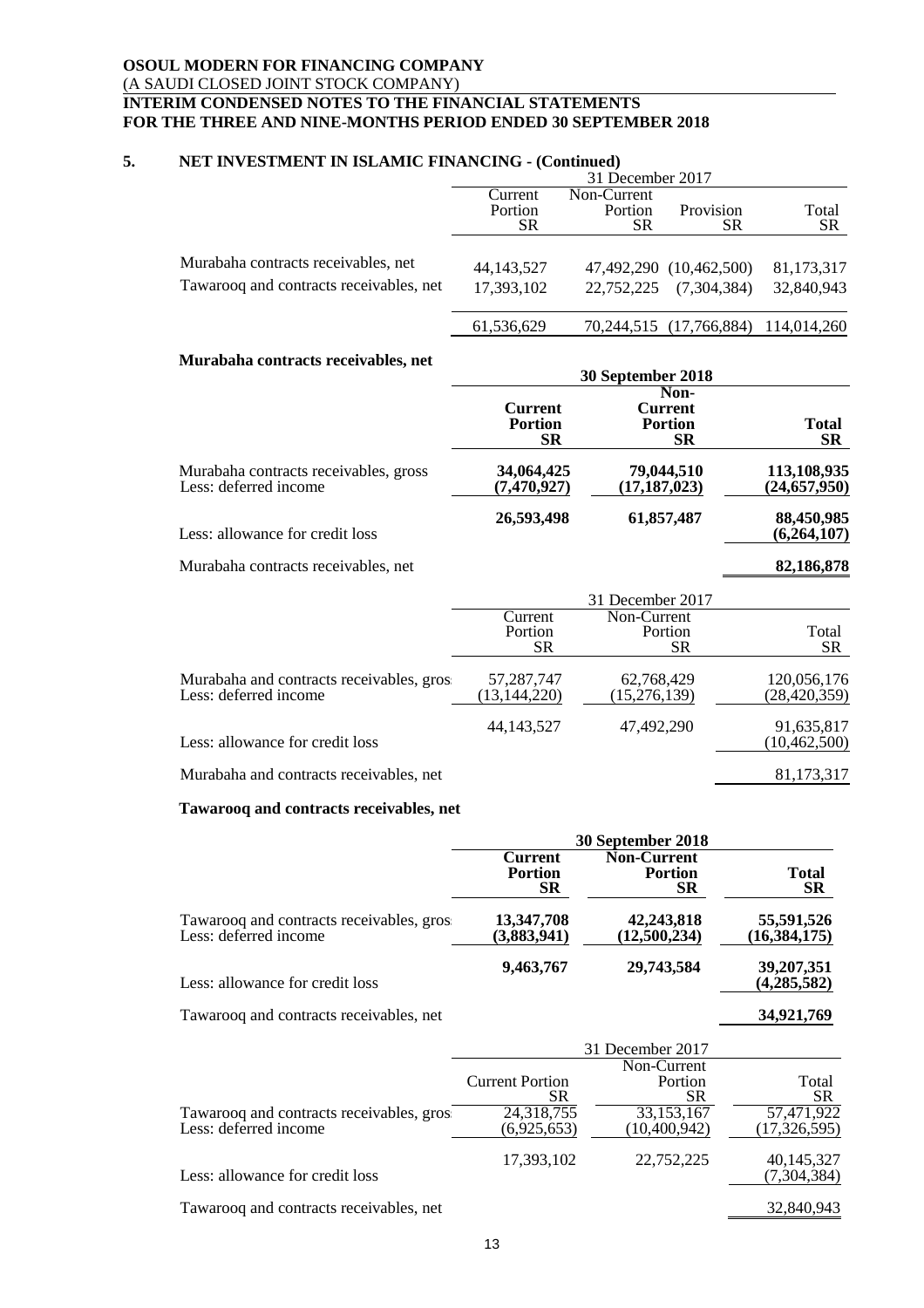## 5. NET INVESTMENT IN ISLAMIC FINANCING - (Continued)

| | 31 December 2017 | | | |
|---|---|---|---|---|
| | Current Portion SR | Non-Current Portion SR | Provision SR | Total SR |
| Murabaha contracts receivables, net | 44,143,527 | 47,492,290 | (10,462,500) | 81,173,317 |
| Tawarooq and contracts receivables, net | 17,393,102 | 22,752,225 | (7,304,384) | 32,840,943 |
| | 61,536,629 | 70,244,515 | (17,766,884) | 114,014,260 |

### Murabaha contracts receivables, net

| | 30 September 2018 | | |
|---|---|---|---|
| | **Current Portion SR** | **Non-Current Portion SR** | **Total SR** |
| Murabaha contracts receivables, gross | **34,064,425** | **79,044,510** | **113,108,935** |
| Less: deferred income | **(7,470,927)** | **(17,187,023)** | **(24,657,950)** |
| | **26,593,498** | **61,857,487** | **88,450,985** |
| Less: allowance for credit loss | | | **(6,264,107)** |
| Murabaha contracts receivables, net | | | **82,186,878** |

| | 31 December 2017 | | |
|---|---|---|---|
| | Current Portion SR | Non-Current Portion SR | Total SR |
| Murabaha and contracts receivables, gross | 57,287,747 | 62,768,429 | 120,056,176 |
| Less: deferred income | (13,144,220) | (15,276,139) | (28,420,359) |
| | 44,143,527 | 47,492,290 | 91,635,817 |
| Less: allowance for credit loss | | | (10,462,500) |
| Murabaha and contracts receivables, net | | | 81,173,317 |

### Tawarooq and contracts receivables, net

| | 30 September 2018 | | |
|---|---|---|---|
| | **Current Portion SR** | **Non-Current Portion SR** | **Total SR** |
| Tawarooq and contracts receivables, gross | **13,347,708** | **42,243,818** | **55,591,526** |
| Less: deferred income | **(3,883,941)** | **(12,500,234)** | **(16,384,175)** |
| | **9,463,767** | **29,743,584** | **39,207,351** |
| Less: allowance for credit loss | | | **(4,285,582)** |
| Tawarooq and contracts receivables, net | | | **34,921,769** |

| | 31 December 2017 | | |
|---|---|---|---|
| | Current Portion SR | Non-Current Portion SR | Total SR |
| Tawarooq and contracts receivables, gross | 24,318,755 | 33,153,167 | 57,471,922 |
| Less: deferred income | (6,925,653) | (10,400,942) | (17,326,595) |
| | 17,393,102 | 22,752,225 | 40,145,327 |
| Less: allowance for credit loss | | | (7,304,384) |
| Tawarooq and contracts receivables, net | | | 32,840,943 |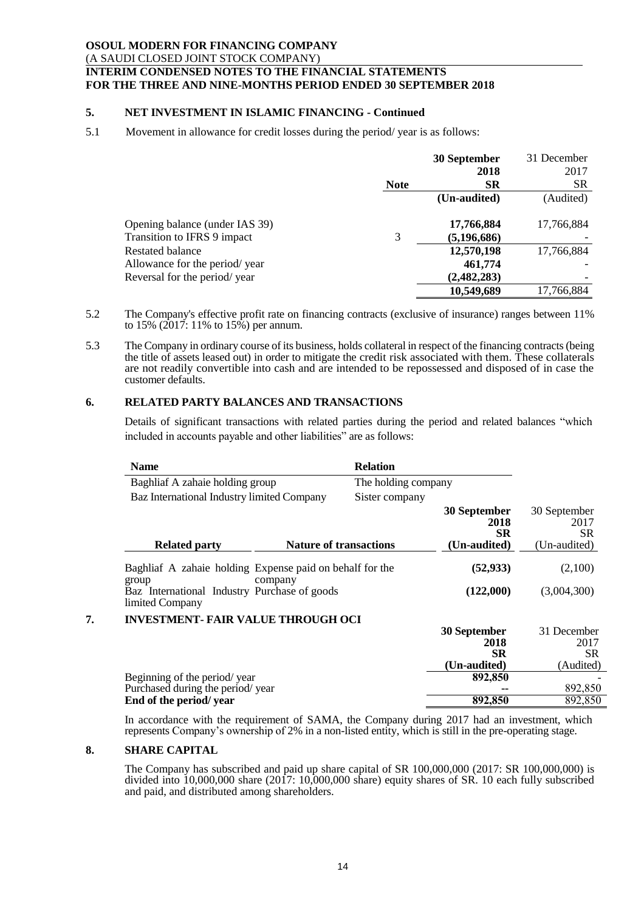**OSOUL MODERN FOR FINANCING COMPANY**
(A SAUDI CLOSED JOINT STOCK COMPANY)
**INTERIM CONDENSED NOTES TO THE FINANCIAL STATEMENTS**
**FOR THE THREE AND NINE-MONTHS PERIOD ENDED 30 SEPTEMBER 2018**

## 5. NET INVESTMENT IN ISLAMIC FINANCING - Continued

5.1 Movement in allowance for credit losses during the period/ year is as follows:

| | Note | 30 September 2018 SR (Un-audited) | 31 December 2017 SR (Audited) |
|---|---|---|---|
| Opening balance (under IAS 39) | | **17,766,884** | 17,766,884 |
| Transition to IFRS 9 impact | 3 | **(5,196,686)** | - |
| Restated balance | | **12,570,198** | 17,766,884 |
| Allowance for the period/ year | | **461,774** | - |
| Reversal for the period/ year | | **(2,482,283)** | - |
| | | **10,549,689** | 17,766,884 |

5.2 The Company's effective profit rate on financing contracts (exclusive of insurance) ranges between 11% to 15% (2017: 11% to 15%) per annum.

5.3 The Company in ordinary course of its business, holds collateral in respect of the financing contracts (being the title of assets leased out) in order to mitigate the credit risk associated with them. These collaterals are not readily convertible into cash and are intended to be repossessed and disposed of in case the customer defaults.

## 6. RELATED PARTY BALANCES AND TRANSACTIONS

Details of significant transactions with related parties during the period and related balances "which included in accounts payable and other liabilities" are as follows:

| Name | Relation |
|---|---|
| Baghliaf A zahaie holding group | The holding company |
| Baz International Industry limited Company | Sister company |

| Related party | Nature of transactions | 30 September 2018 SR (Un-audited) | 30 September 2017 SR (Un-audited) |
|---|---|---|---|
| Baghliaf A zahaie holding group | Expense paid on behalf for the company | **(52,933)** | (2,100) |
| Baz International Industry limited Company | Purchase of goods | **(122,000)** | (3,004,300) |

## 7. INVESTMENT- FAIR VALUE THROUGH OCI

| | 30 September 2018 SR (Un-audited) | 31 December 2017 SR (Audited) |
|---|---|---|
| Beginning of the period/ year | **892,850** | - |
| Purchased during the period/ year | **--** | 892,850 |
| **End of the period/ year** | **892,850** | 892,850 |

In accordance with the requirement of SAMA, the Company during 2017 had an investment, which represents Company's ownership of 2% in a non-listed entity, which is still in the pre-operating stage.

## 8. SHARE CAPITAL

The Company has subscribed and paid up share capital of SR 100,000,000 (2017: SR 100,000,000) is divided into 10,000,000 share (2017: 10,000,000 share) equity shares of SR. 10 each fully subscribed and paid, and distributed among shareholders.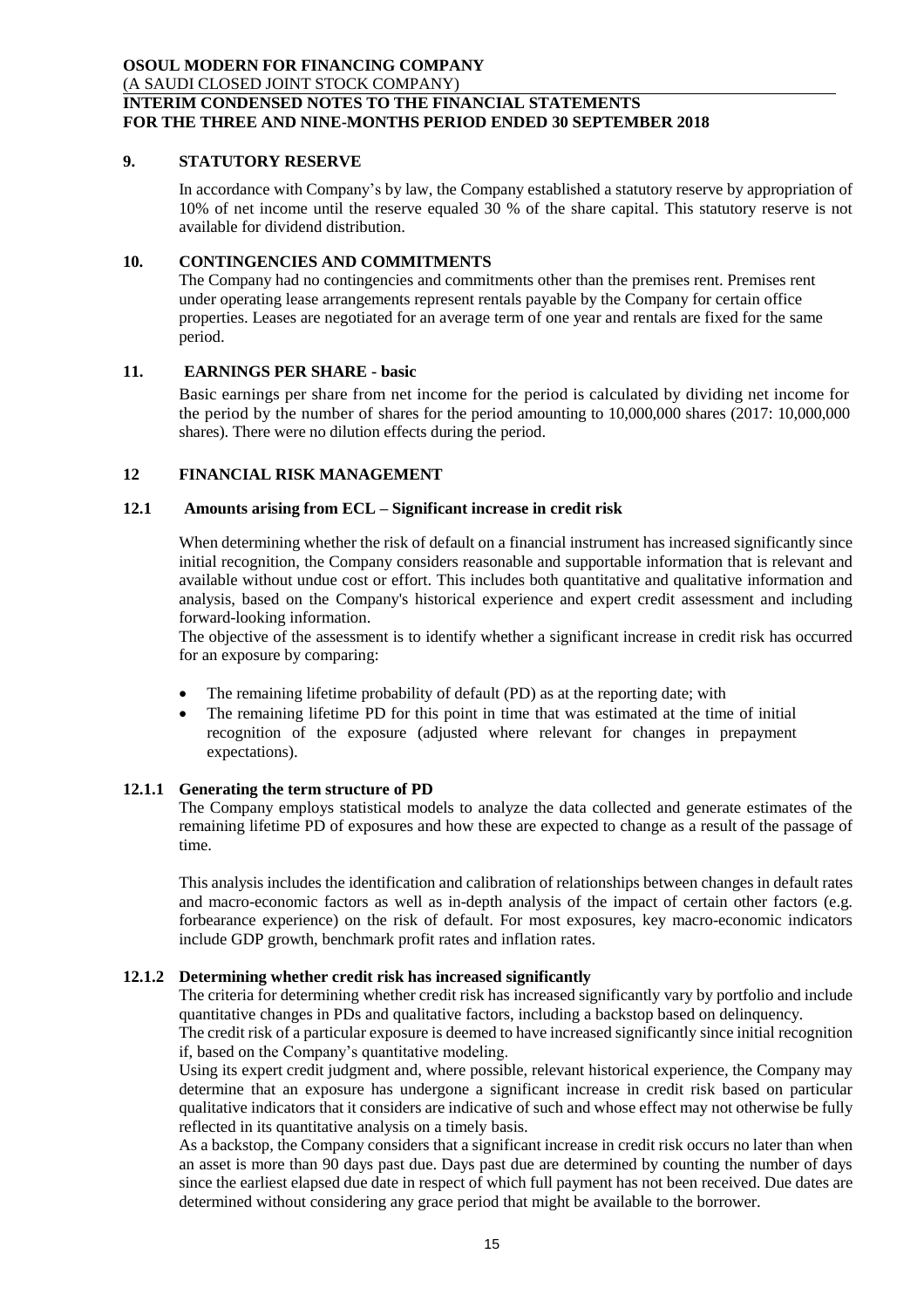## 9. STATUTORY RESERVE

In accordance with Company's by law, the Company established a statutory reserve by appropriation of 10% of net income until the reserve equaled 30 % of the share capital. This statutory reserve is not available for dividend distribution.

## 10. CONTINGENCIES AND COMMITMENTS

The Company had no contingencies and commitments other than the premises rent. Premises rent under operating lease arrangements represent rentals payable by the Company for certain office properties. Leases are negotiated for an average term of one year and rentals are fixed for the same period.

## 11. EARNINGS PER SHARE - basic

Basic earnings per share from net income for the period is calculated by dividing net income for the period by the number of shares for the period amounting to 10,000,000 shares (2017: 10,000,000 shares). There were no dilution effects during the period.

## 12 FINANCIAL RISK MANAGEMENT

### 12.1 Amounts arising from ECL – Significant increase in credit risk

When determining whether the risk of default on a financial instrument has increased significantly since initial recognition, the Company considers reasonable and supportable information that is relevant and available without undue cost or effort. This includes both quantitative and qualitative information and analysis, based on the Company's historical experience and expert credit assessment and including forward-looking information.

The objective of the assessment is to identify whether a significant increase in credit risk has occurred for an exposure by comparing:

- The remaining lifetime probability of default (PD) as at the reporting date; with
- The remaining lifetime PD for this point in time that was estimated at the time of initial recognition of the exposure (adjusted where relevant for changes in prepayment expectations).

#### 12.1.1 Generating the term structure of PD

The Company employs statistical models to analyze the data collected and generate estimates of the remaining lifetime PD of exposures and how these are expected to change as a result of the passage of time.

This analysis includes the identification and calibration of relationships between changes in default rates and macro-economic factors as well as in-depth analysis of the impact of certain other factors (e.g. forbearance experience) on the risk of default. For most exposures, key macro-economic indicators include GDP growth, benchmark profit rates and inflation rates.

#### 12.1.2 Determining whether credit risk has increased significantly

The criteria for determining whether credit risk has increased significantly vary by portfolio and include quantitative changes in PDs and qualitative factors, including a backstop based on delinquency.

The credit risk of a particular exposure is deemed to have increased significantly since initial recognition if, based on the Company's quantitative modeling.

Using its expert credit judgment and, where possible, relevant historical experience, the Company may determine that an exposure has undergone a significant increase in credit risk based on particular qualitative indicators that it considers are indicative of such and whose effect may not otherwise be fully reflected in its quantitative analysis on a timely basis.

As a backstop, the Company considers that a significant increase in credit risk occurs no later than when an asset is more than 90 days past due. Days past due are determined by counting the number of days since the earliest elapsed due date in respect of which full payment has not been received. Due dates are determined without considering any grace period that might be available to the borrower.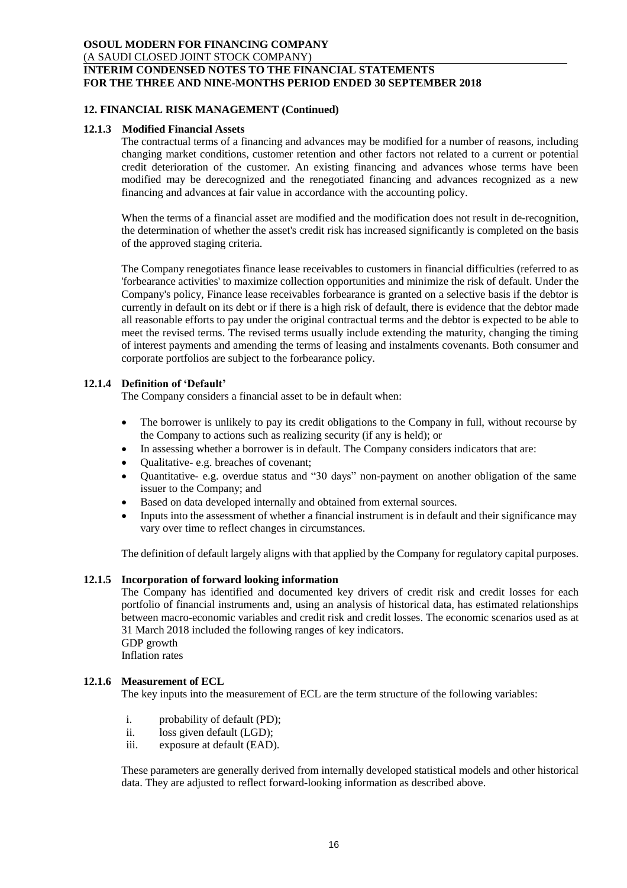## 12. FINANCIAL RISK MANAGEMENT (Continued)

### 12.1.3 Modified Financial Assets

The contractual terms of a financing and advances may be modified for a number of reasons, including changing market conditions, customer retention and other factors not related to a current or potential credit deterioration of the customer. An existing financing and advances whose terms have been modified may be derecognized and the renegotiated financing and advances recognized as a new financing and advances at fair value in accordance with the accounting policy.

When the terms of a financial asset are modified and the modification does not result in de-recognition, the determination of whether the asset's credit risk has increased significantly is completed on the basis of the approved staging criteria.

The Company renegotiates finance lease receivables to customers in financial difficulties (referred to as 'forbearance activities' to maximize collection opportunities and minimize the risk of default. Under the Company's policy, Finance lease receivables forbearance is granted on a selective basis if the debtor is currently in default on its debt or if there is a high risk of default, there is evidence that the debtor made all reasonable efforts to pay under the original contractual terms and the debtor is expected to be able to meet the revised terms. The revised terms usually include extending the maturity, changing the timing of interest payments and amending the terms of leasing and instalments covenants. Both consumer and corporate portfolios are subject to the forbearance policy.

### 12.1.4 Definition of 'Default'

The Company considers a financial asset to be in default when:

- The borrower is unlikely to pay its credit obligations to the Company in full, without recourse by the Company to actions such as realizing security (if any is held); or
- In assessing whether a borrower is in default. The Company considers indicators that are:
- Qualitative- e.g. breaches of covenant;
- Quantitative- e.g. overdue status and "30 days" non-payment on another obligation of the same issuer to the Company; and
- Based on data developed internally and obtained from external sources.
- Inputs into the assessment of whether a financial instrument is in default and their significance may vary over time to reflect changes in circumstances.

The definition of default largely aligns with that applied by the Company for regulatory capital purposes.

### 12.1.5 Incorporation of forward looking information

The Company has identified and documented key drivers of credit risk and credit losses for each portfolio of financial instruments and, using an analysis of historical data, has estimated relationships between macro-economic variables and credit risk and credit losses. The economic scenarios used as at 31 March 2018 included the following ranges of key indicators.
GDP growth
Inflation rates

### 12.1.6 Measurement of ECL

The key inputs into the measurement of ECL are the term structure of the following variables:

i. probability of default (PD);
ii. loss given default (LGD);
iii. exposure at default (EAD).

These parameters are generally derived from internally developed statistical models and other historical data. They are adjusted to reflect forward-looking information as described above.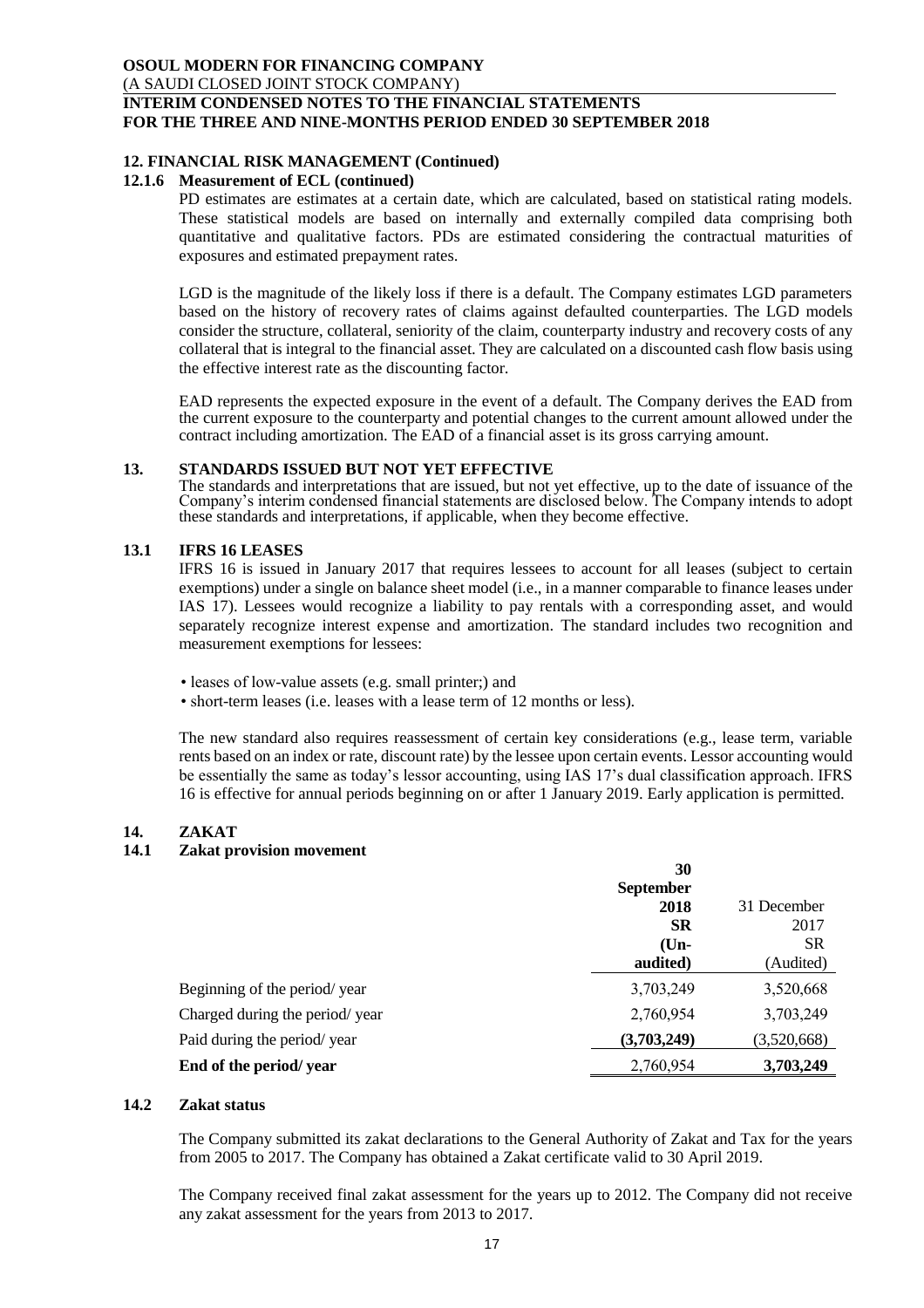## 12. FINANCIAL RISK MANAGEMENT (Continued)

### 12.1.6 Measurement of ECL (continued)

PD estimates are estimates at a certain date, which are calculated, based on statistical rating models. These statistical models are based on internally and externally compiled data comprising both quantitative and qualitative factors. PDs are estimated considering the contractual maturities of exposures and estimated prepayment rates.

LGD is the magnitude of the likely loss if there is a default. The Company estimates LGD parameters based on the history of recovery rates of claims against defaulted counterparties. The LGD models consider the structure, collateral, seniority of the claim, counterparty industry and recovery costs of any collateral that is integral to the financial asset. They are calculated on a discounted cash flow basis using the effective interest rate as the discounting factor.

EAD represents the expected exposure in the event of a default. The Company derives the EAD from the current exposure to the counterparty and potential changes to the current amount allowed under the contract including amortization. The EAD of a financial asset is its gross carrying amount.

## 13. STANDARDS ISSUED BUT NOT YET EFFECTIVE

The standards and interpretations that are issued, but not yet effective, up to the date of issuance of the Company's interim condensed financial statements are disclosed below. The Company intends to adopt these standards and interpretations, if applicable, when they become effective.

### 13.1 IFRS 16 LEASES

IFRS 16 is issued in January 2017 that requires lessees to account for all leases (subject to certain exemptions) under a single on balance sheet model (i.e., in a manner comparable to finance leases under IAS 17). Lessees would recognize a liability to pay rentals with a corresponding asset, and would separately recognize interest expense and amortization. The standard includes two recognition and measurement exemptions for lessees:

- leases of low-value assets (e.g. small printer;) and
- short-term leases (i.e. leases with a lease term of 12 months or less).

The new standard also requires reassessment of certain key considerations (e.g., lease term, variable rents based on an index or rate, discount rate) by the lessee upon certain events. Lessor accounting would be essentially the same as today's lessor accounting, using IAS 17's dual classification approach. IFRS 16 is effective for annual periods beginning on or after 1 January 2019. Early application is permitted.

## 14. ZAKAT

### 14.1 Zakat provision movement

| | **30 September 2018 SR (Un-audited)** | 31 December 2017 SR (Audited) |
|---|---|---|
| Beginning of the period/ year | 3,703,249 | 3,520,668 |
| Charged during the period/ year | 2,760,954 | 3,703,249 |
| Paid during the period/ year | **(3,703,249)** | (3,520,668) |
| **End of the period/ year** | 2,760,954 | **3,703,249** |

### 14.2 Zakat status

The Company submitted its zakat declarations to the General Authority of Zakat and Tax for the years from 2005 to 2017. The Company has obtained a Zakat certificate valid to 30 April 2019.

The Company received final zakat assessment for the years up to 2012. The Company did not receive any zakat assessment for the years from 2013 to 2017.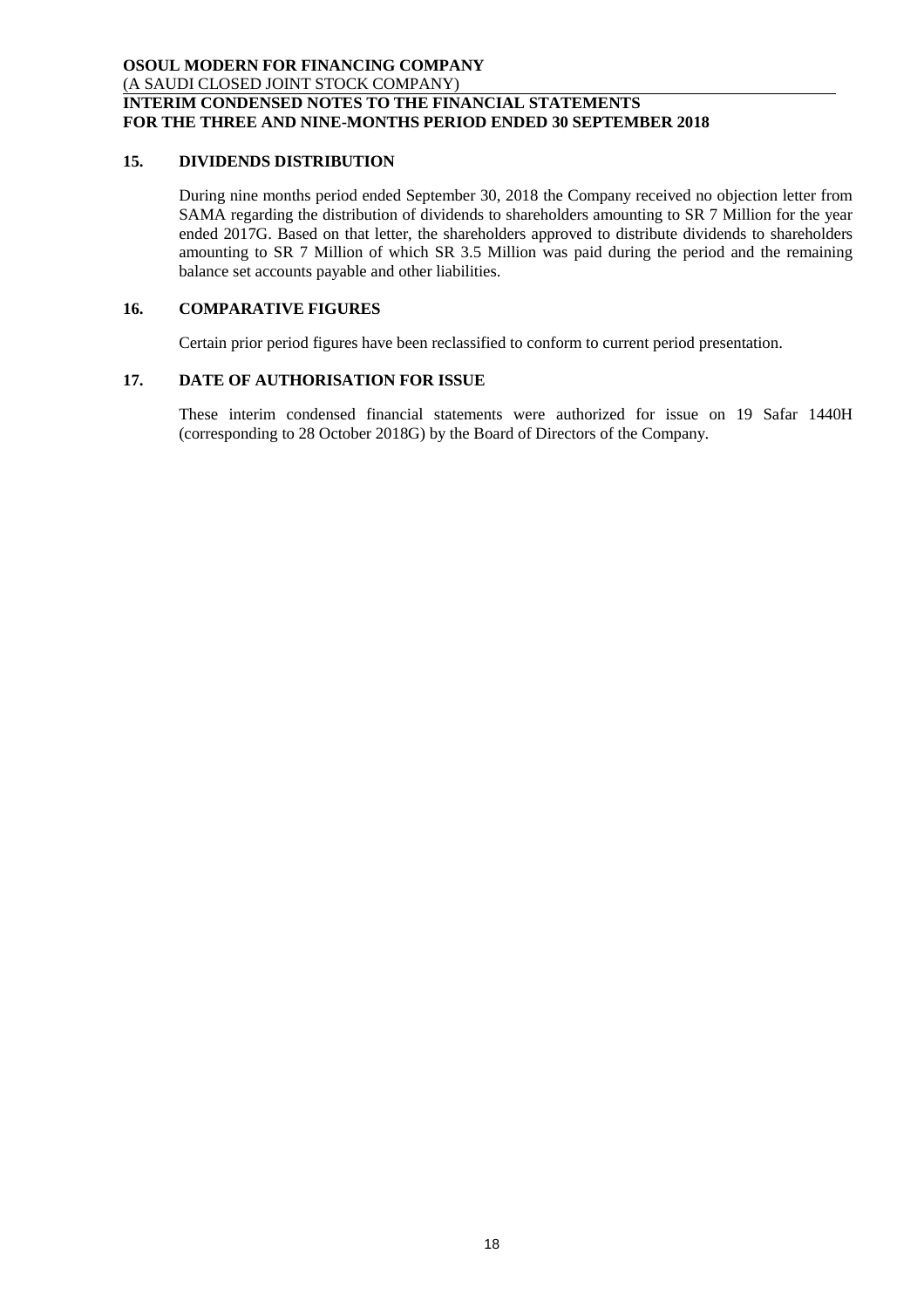## 15. DIVIDENDS DISTRIBUTION

During nine months period ended September 30, 2018 the Company received no objection letter from SAMA regarding the distribution of dividends to shareholders amounting to SR 7 Million for the year ended 2017G. Based on that letter, the shareholders approved to distribute dividends to shareholders amounting to SR 7 Million of which SR 3.5 Million was paid during the period and the remaining balance set accounts payable and other liabilities.

## 16. COMPARATIVE FIGURES

Certain prior period figures have been reclassified to conform to current period presentation.

## 17. DATE OF AUTHORISATION FOR ISSUE

These interim condensed financial statements were authorized for issue on 19 Safar 1440H (corresponding to 28 October 2018G) by the Board of Directors of the Company.